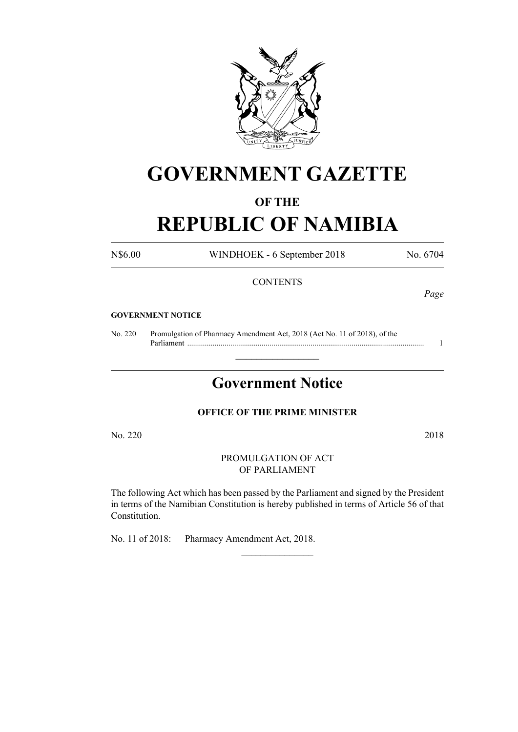# GOVERNMENT GAZETTE

### OF THE

# REPUBLIC OF NAMIBIA

N$6.00 WINDHOEK - 6 September 2018 No. 6704

CONTENTS

*Page*

**GOVERNMENT NOTICE**

No. 220 Promulgation of Pharmacy Amendment Act, 2018 (Act No. 11 of 2018), of the Parliament ........................................................................................................................ 1

---

## Government Notice

**OFFICE OF THE PRIME MINISTER**

No. 220 2018

PROMULGATION OF ACT
OF PARLIAMENT

The following Act which has been passed by the Parliament and signed by the President in terms of the Namibian Constitution is hereby published in terms of Article 56 of that Constitution.

No. 11 of 2018: Pharmacy Amendment Act, 2018.

---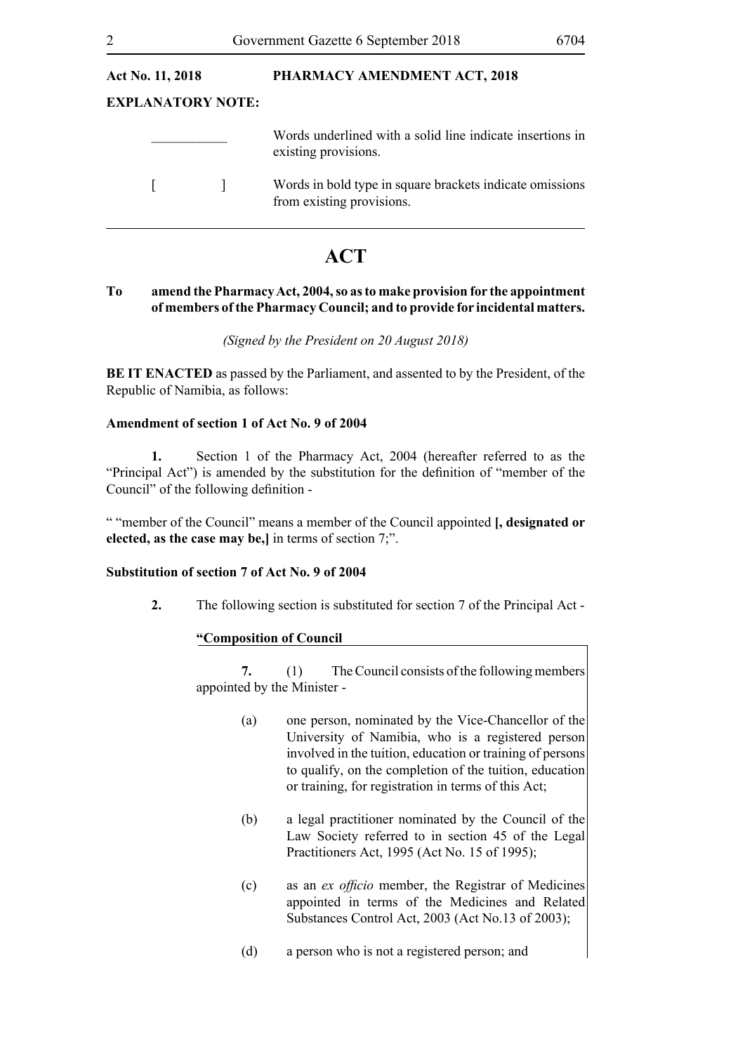**Act No. 11, 2018** **PHARMACY AMENDMENT ACT, 2018**

**EXPLANATORY NOTE:**

\_\_\_\_\_\_\_\_\_\_\_ Words underlined with a solid line indicate insertions in existing provisions.

[ ] Words in bold type in square brackets indicate omissions from existing provisions.

---

# ACT

**To amend the Pharmacy Act, 2004, so as to make provision for the appointment of members of the Pharmacy Council; and to provide for incidental matters.**

*(Signed by the President on 20 August 2018)*

**BE IT ENACTED** as passed by the Parliament, and assented to by the President, of the Republic of Namibia, as follows:

**Amendment of section 1 of Act No. 9 of 2004**

**1.** Section 1 of the Pharmacy Act, 2004 (hereafter referred to as the "Principal Act") is amended by the substitution for the definition of "member of the Council" of the following definition -

" "member of the Council" means a member of the Council appointed **[, designated or elected, as the case may be,]** in terms of section 7;".

**Substitution of section 7 of Act No. 9 of 2004**

**2.** The following section is substituted for section 7 of the Principal Act -

**"Composition of Council**

**7.** (1) The Council consists of the following members appointed by the Minister -

(a) one person, nominated by the Vice-Chancellor of the University of Namibia, who is a registered person involved in the tuition, education or training of persons to qualify, on the completion of the tuition, education or training, for registration in terms of this Act;

(b) a legal practitioner nominated by the Council of the Law Society referred to in section 45 of the Legal Practitioners Act, 1995 (Act No. 15 of 1995);

(c) as an *ex officio* member, the Registrar of Medicines appointed in terms of the Medicines and Related Substances Control Act, 2003 (Act No.13 of 2003);

(d) a person who is not a registered person; and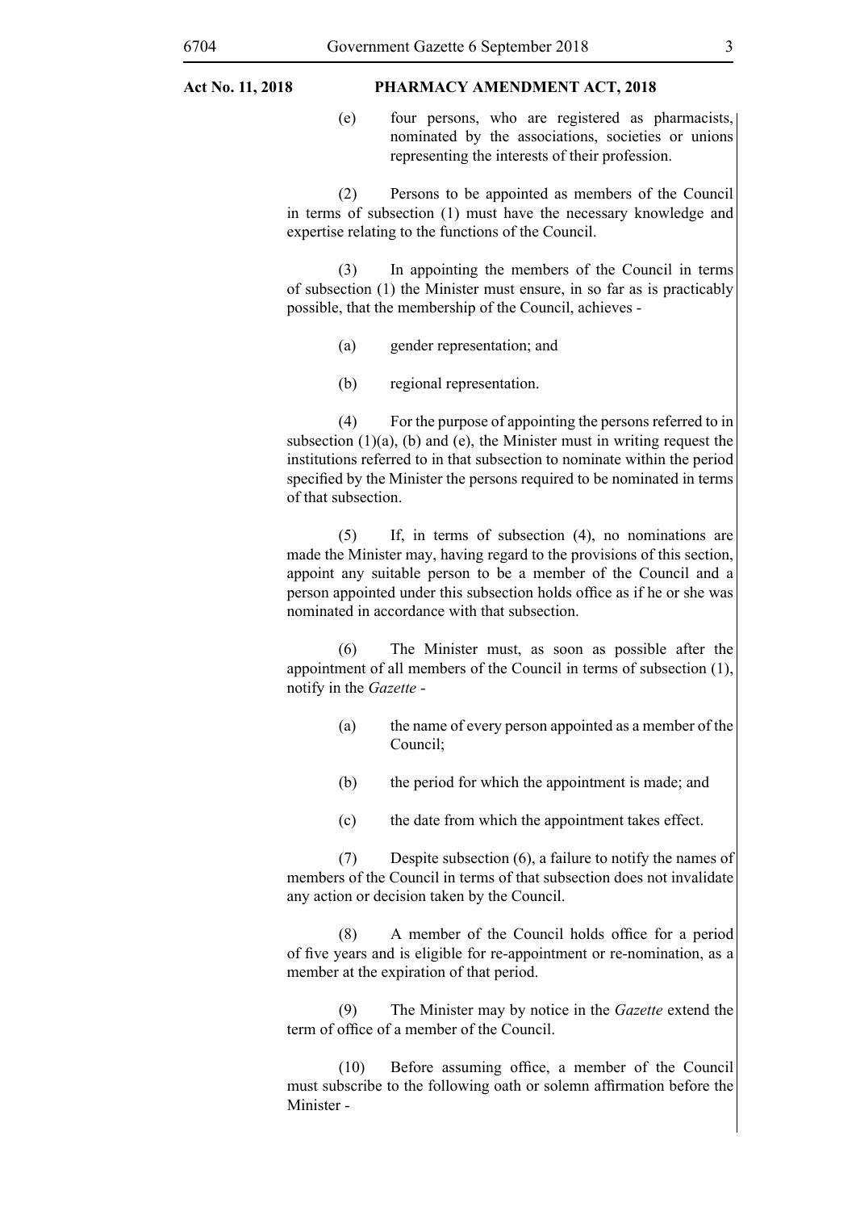(e) four persons, who are registered as pharmacists, nominated by the associations, societies or unions representing the interests of their profession.

(2) Persons to be appointed as members of the Council in terms of subsection (1) must have the necessary knowledge and expertise relating to the functions of the Council.

(3) In appointing the members of the Council in terms of subsection (1) the Minister must ensure, in so far as is practicably possible, that the membership of the Council, achieves -

(a) gender representation; and

(b) regional representation.

(4) For the purpose of appointing the persons referred to in subsection (1)(a), (b) and (e), the Minister must in writing request the institutions referred to in that subsection to nominate within the period specified by the Minister the persons required to be nominated in terms of that subsection.

(5) If, in terms of subsection (4), no nominations are made the Minister may, having regard to the provisions of this section, appoint any suitable person to be a member of the Council and a person appointed under this subsection holds office as if he or she was nominated in accordance with that subsection.

(6) The Minister must, as soon as possible after the appointment of all members of the Council in terms of subsection (1), notify in the *Gazette* -

(a) the name of every person appointed as a member of the Council;

(b) the period for which the appointment is made; and

(c) the date from which the appointment takes effect.

(7) Despite subsection (6), a failure to notify the names of members of the Council in terms of that subsection does not invalidate any action or decision taken by the Council.

(8) A member of the Council holds office for a period of five years and is eligible for re-appointment or re-nomination, as a member at the expiration of that period.

(9) The Minister may by notice in the *Gazette* extend the term of office of a member of the Council.

(10) Before assuming office, a member of the Council must subscribe to the following oath or solemn affirmation before the Minister -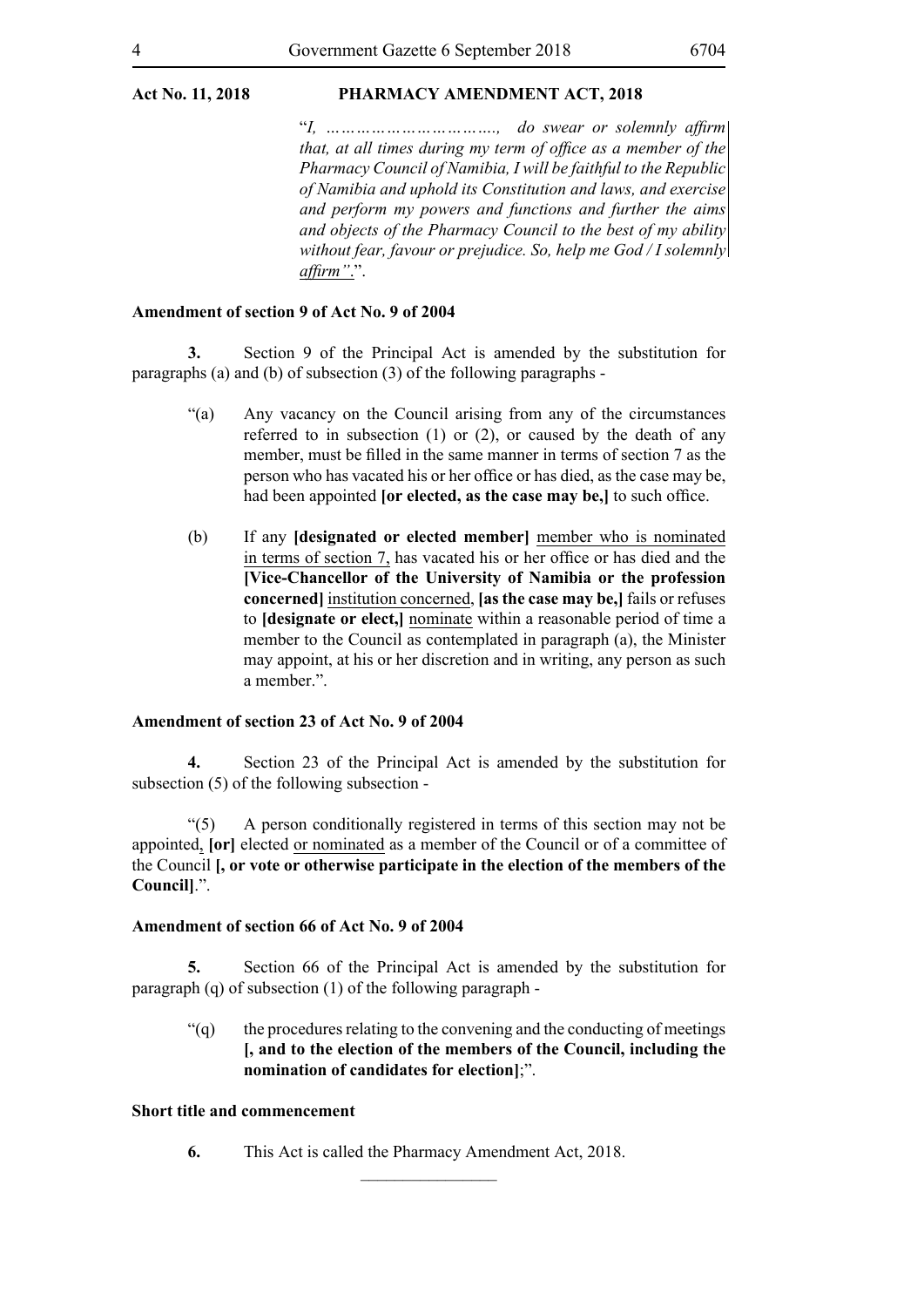"*I, ……………………………, do swear or solemnly affirm that, at all times during my term of office as a member of the Pharmacy Council of Namibia, I will be faithful to the Republic of Namibia and uphold its Constitution and laws, and exercise and perform my powers and functions and further the aims and objects of the Pharmacy Council to the best of my ability without fear, favour or prejudice. So, help me God / I solemnly <u>affirm".</u>*".

**Amendment of section 9 of Act No. 9 of 2004**

**3.** Section 9 of the Principal Act is amended by the substitution for paragraphs (a) and (b) of subsection (3) of the following paragraphs -

"(a) Any vacancy on the Council arising from any of the circumstances referred to in subsection (1) or (2), or caused by the death of any member, must be filled in the same manner in terms of section 7 as the person who has vacated his or her office or has died, as the case may be, had been appointed **[or elected, as the case may be,]** to such office.

(b) If any **[designated or elected member]** <u>member who is nominated in terms of section 7,</u> has vacated his or her office or has died and the **[Vice-Chancellor of the University of Namibia or the profession concerned]** <u>institution concerned</u>, **[as the case may be,]** fails or refuses to **[designate or elect,]** <u>nominate</u> within a reasonable period of time a member to the Council as contemplated in paragraph (a), the Minister may appoint, at his or her discretion and in writing, any person as such a member.".

**Amendment of section 23 of Act No. 9 of 2004**

**4.** Section 23 of the Principal Act is amended by the substitution for subsection (5) of the following subsection -

"(5) A person conditionally registered in terms of this section may not be appointed<u>,</u> **[or]** elected <u>or nominated</u> as a member of the Council or of a committee of the Council **[, or vote or otherwise participate in the election of the members of the Council]**.".

**Amendment of section 66 of Act No. 9 of 2004**

**5.** Section 66 of the Principal Act is amended by the substitution for paragraph (q) of subsection (1) of the following paragraph -

"(q) the procedures relating to the convening and the conducting of meetings **[, and to the election of the members of the Council, including the nomination of candidates for election]**;".

**Short title and commencement**

**6.** This Act is called the Pharmacy Amendment Act, 2018.